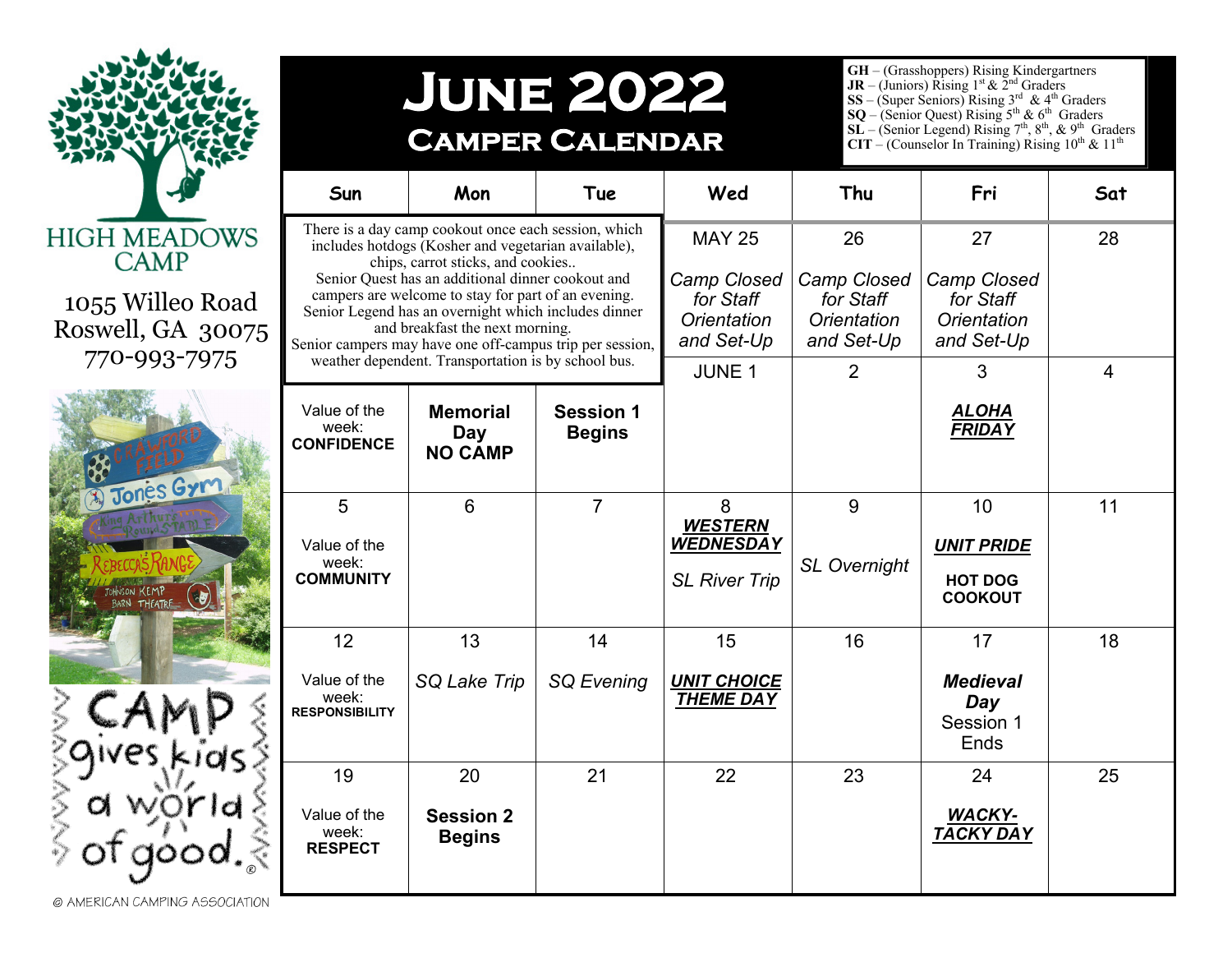HIGH MEADOWS CAMP

1055 Willeo Road
Roswell, GA 30075
770-993-7975

# June 2022

## Camper Calendar

**GH** – (Grasshoppers) Rising Kindergartners
**JR** – (Juniors) Rising 1st & 2nd Graders
**SS** – (Super Seniors) Rising 3rd & 4th Graders
**SQ** – (Senior Quest) Rising 5th & 6th Graders
**SL** – (Senior Legend) Rising 7th, 8th, & 9th Graders
**CIT** – (Counselor In Training) Rising 10th & 11th

There is a day camp cookout once each session, which includes hotdogs (Kosher and vegetarian available), chips, carrot sticks, and cookies.. Senior Quest has an additional dinner cookout and campers are welcome to stay for part of an evening. Senior Legend has an overnight which includes dinner and breakfast the next morning. Senior campers may have one off-campus trip per session, weather dependent. Transportation is by school bus.

| Sun | Mon | Tue | Wed | Thu | Fri | Sat |
|---|---|---|---|---|---|---|
| | | | MAY 25 *Camp Closed for Staff Orientation and Set-Up* | 26 *Camp Closed for Staff Orientation and Set-Up* | 27 *Camp Closed for Staff Orientation and Set-Up* | 28 |
| Value of the week: **CONFIDENCE** | **Memorial Day NO CAMP** | **Session 1 Begins** | JUNE 1 | 2 | 3 ***ALOHA FRIDAY*** | 4 |
| 5 Value of the week: **COMMUNITY** | 6 | 7 | 8 ***WESTERN WEDNESDAY*** *SL River Trip* | 9 *SL Overnight* | 10 ***UNIT PRIDE*** **HOT DOG COOKOUT** | 11 |
| 12 Value of the week: **RESPONSIBILITY** | 13 *SQ Lake Trip* | 14 *SQ Evening* | 15 ***UNIT CHOICE THEME DAY*** | 16 | 17 ***Medieval Day*** Session 1 Ends | 18 |
| 19 Value of the week: **RESPECT** | 20 **Session 2 Begins** | 21 | 22 | 23 | 24 ***WACKY-TACKY DAY*** | 25 |

CAMP gives kids a world of good.®

© AMERICAN CAMPING ASSOCIATION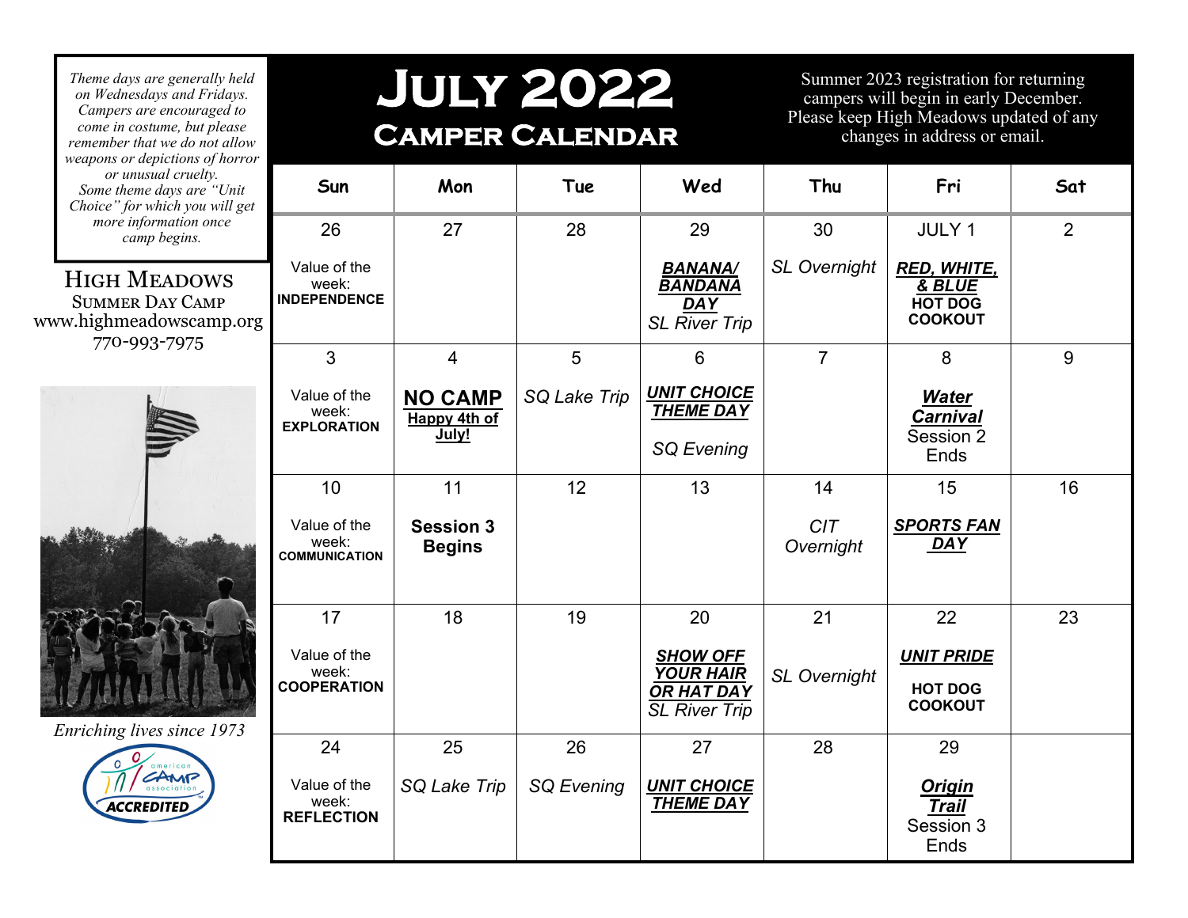*Theme days are generally held on Wednesdays and Fridays. Campers are encouraged to come in costume, but please remember that we do not allow weapons or depictions of horror or unusual cruelty. Some theme days are "Unit Choice" for which you will get more information once camp begins.*

HIGH MEADOWS
SUMMER DAY CAMP
www.highmeadowscamp.org
770-993-7975

*Enriching lives since 1973*

# JULY 2022
## CAMPER CALENDAR

Summer 2023 registration for returning campers will begin in early December. Please keep High Meadows updated of any changes in address or email.

| Sun | Mon | Tue | Wed | Thu | Fri | Sat |
|---|---|---|---|---|---|---|
| 26<br>Value of the week: **INDEPENDENCE** | 27 | 28 | 29<br>***BANANA/ BANDANA DAY***<br>*SL River Trip* | 30<br>*SL Overnight* | JULY 1<br>***RED, WHITE, & BLUE***<br>**HOT DOG COOKOUT** | 2 |
| 3<br>Value of the week: **EXPLORATION** | 4<br>**NO CAMP**<br>**Happy 4th of July!** | 5<br>*SQ Lake Trip* | 6<br>***UNIT CHOICE THEME DAY***<br>*SQ Evening* | 7 | 8<br>***Water Carnival***<br>Session 2 Ends | 9 |
| 10<br>Value of the week: **COMMUNICATION** | 11<br>**Session 3 Begins** | 12 | 13 | 14<br>*CIT Overnight* | 15<br>***SPORTS FAN DAY*** | 16 |
| 17<br>Value of the week: **COOPERATION** | 18 | 19 | 20<br>***SHOW OFF YOUR HAIR OR HAT DAY***<br>*SL River Trip* | 21<br>*SL Overnight* | 22<br>***UNIT PRIDE***<br>**HOT DOG COOKOUT** | 23 |
| 24<br>Value of the week: **REFLECTION** | 25<br>*SQ Lake Trip* | 26<br>*SQ Evening* | 27<br>***UNIT CHOICE THEME DAY*** | 28 | 29<br>***Origin Trail***<br>Session 3 Ends | |